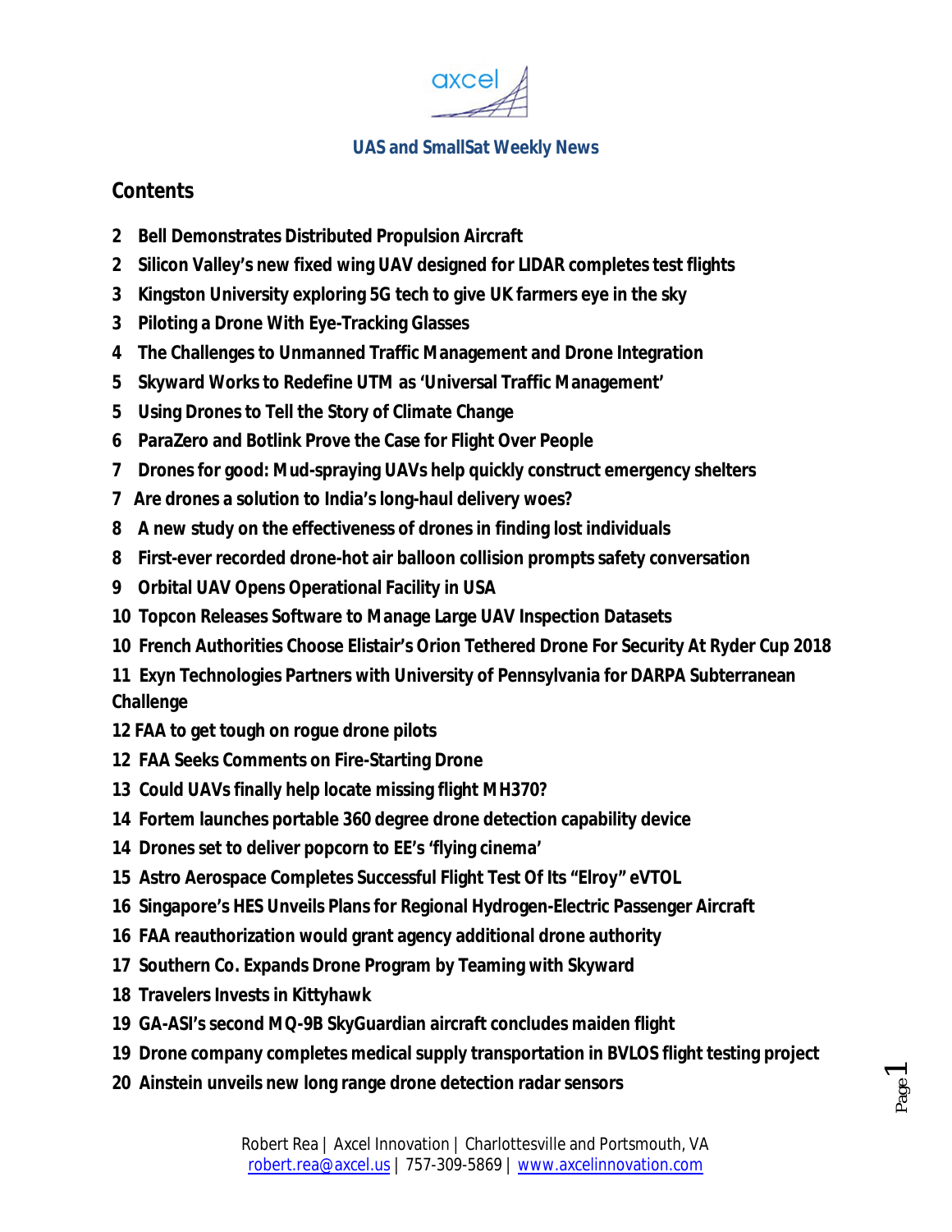axcel

**UAS and SmallSat Weekly News**

## Contents

2 **Bell Demonstrates Distributed Propulsion Aircraft**

2 **Silicon Valley's new fixed wing UAV designed for LIDAR completes test flights**

3 **Kingston University exploring 5G tech to give UK farmers eye in the sky**

3 **Piloting a Drone With Eye-Tracking Glasses**

4 **The Challenges to Unmanned Traffic Management and Drone Integration**

5 **Skyward Works to Redefine UTM as 'Universal Traffic Management'**

5 **Using Drones to Tell the Story of Climate Change**

6 **ParaZero and Botlink Prove the Case for Flight Over People**

7 **Drones for good: Mud-spraying UAVs help quickly construct emergency shelters**

7 **Are drones a solution to India's long-haul delivery woes?**

8 **A new study on the effectiveness of drones in finding lost individuals**

8 **First-ever recorded drone-hot air balloon collision prompts safety conversation**

9 **Orbital UAV Opens Operational Facility in USA**

10 **Topcon Releases Software to Manage Large UAV Inspection Datasets**

10 **French Authorities Choose Elistair's Orion Tethered Drone For Security At Ryder Cup 2018**

11 **Exyn Technologies Partners with University of Pennsylvania for DARPA Subterranean Challenge**

12 **FAA to get tough on rogue drone pilots**

12 **FAA Seeks Comments on Fire-Starting Drone**

13 **Could UAVs finally help locate missing flight MH370?**

14 **Fortem launches portable 360 degree drone detection capability device**

14 **Drones set to deliver popcorn to EE's 'flying cinema'**

15 **Astro Aerospace Completes Successful Flight Test Of Its "Elroy" eVTOL**

16 **Singapore's HES Unveils Plans for Regional Hydrogen-Electric Passenger Aircraft**

16 **FAA reauthorization would grant agency additional drone authority**

17 **Southern Co. Expands Drone Program by Teaming with Skyward**

18 **Travelers Invests in Kittyhawk**

19 **GA-ASI's second MQ-9B SkyGuardian aircraft concludes maiden flight**

19 **Drone company completes medical supply transportation in BVLOS flight testing project**

20 **Ainstein unveils new long range drone detection radar sensors**

Robert Rea | Axcel Innovation | Charlottesville and Portsmouth, VA
robert.rea@axcel.us | 757-309-5869 | www.axcelinnovation.com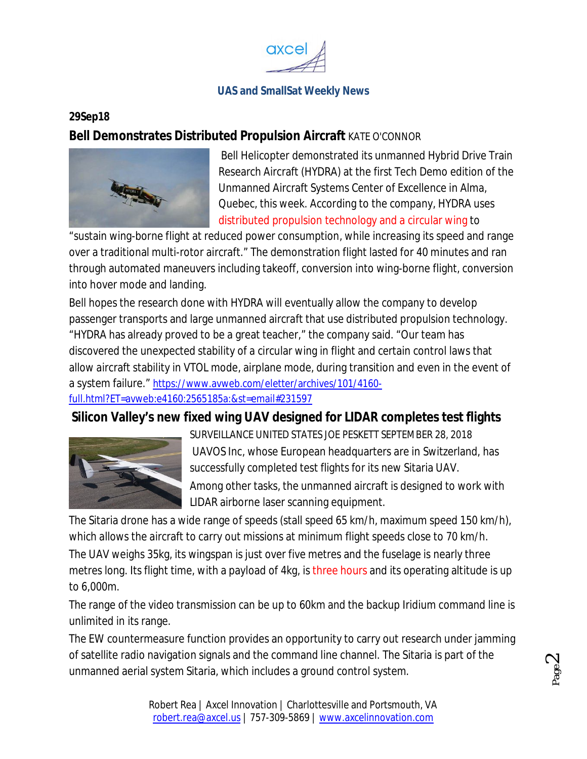**UAS and SmallSat Weekly News**

**29Sep18**

## Bell Demonstrates Distributed Propulsion Aircraft KATE O'CONNOR

Bell Helicopter demonstrated its unmanned Hybrid Drive Train Research Aircraft (HYDRA) at the first Tech Demo edition of the Unmanned Aircraft Systems Center of Excellence in Alma, Quebec, this week. According to the company, HYDRA uses distributed propulsion technology and a circular wing to "sustain wing-borne flight at reduced power consumption, while increasing its speed and range over a traditional multi-rotor aircraft." The demonstration flight lasted for 40 minutes and ran through automated maneuvers including takeoff, conversion into wing-borne flight, conversion into hover mode and landing.

Bell hopes the research done with HYDRA will eventually allow the company to develop passenger transports and large unmanned aircraft that use distributed propulsion technology. "HYDRA has already proved to be a great teacher," the company said. "Our team has discovered the unexpected stability of a circular wing in flight and certain control laws that allow aircraft stability in VTOL mode, airplane mode, during transition and even in the event of a system failure." https://www.avweb.com/eletter/archives/101/4160-full.html?ET=avweb:e4160:2565185a:&st=email#231597

## Silicon Valley's new fixed wing UAV designed for LIDAR completes test flights

SURVEILLANCE UNITED STATES JOE PESKETT SEPTEMBER 28, 2018

UAVOS Inc, whose European headquarters are in Switzerland, has successfully completed test flights for its new Sitaria UAV.

Among other tasks, the unmanned aircraft is designed to work with LIDAR airborne laser scanning equipment.

The Sitaria drone has a wide range of speeds (stall speed 65 km/h, maximum speed 150 km/h), which allows the aircraft to carry out missions at minimum flight speeds close to 70 km/h.

The UAV weighs 35kg, its wingspan is just over five metres and the fuselage is nearly three metres long. Its flight time, with a payload of 4kg, is three hours and its operating altitude is up to 6,000m.

The range of the video transmission can be up to 60km and the backup Iridium command line is unlimited in its range.

The EW countermeasure function provides an opportunity to carry out research under jamming of satellite radio navigation signals and the command line channel. The Sitaria is part of the unmanned aerial system Sitaria, which includes a ground control system.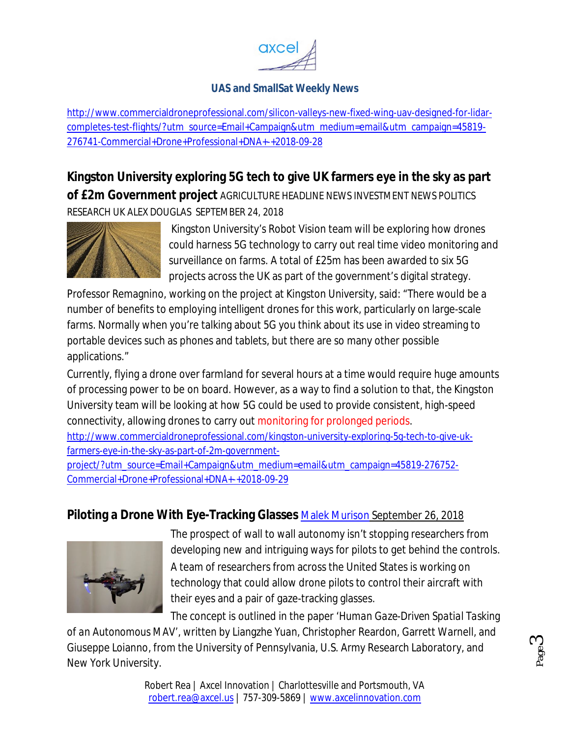http://www.commercialdroneprofessional.com/silicon-valleys-new-fixed-wing-uav-designed-for-lidar-completes-test-flights/?utm_source=Email+Campaign&utm_medium=email&utm_campaign=45819-276741-Commercial+Drone+Professional+DNA+-+2018-09-28

**Kingston University exploring 5G tech to give UK farmers eye in the sky as part of £2m Government project** AGRICULTURE HEADLINE NEWS INVESTMENT NEWS POLITICS RESEARCH UK ALEX DOUGLAS SEPTEMBER 24, 2018

Kingston University's Robot Vision team will be exploring how drones could harness 5G technology to carry out real time video monitoring and surveillance on farms. A total of £25m has been awarded to six 5G projects across the UK as part of the government's digital strategy.

Professor Remagnino, working on the project at Kingston University, said: "There would be a number of benefits to employing intelligent drones for this work, particularly on large-scale farms. Normally when you're talking about 5G you think about its use in video streaming to portable devices such as phones and tablets, but there are so many other possible applications."

Currently, flying a drone over farmland for several hours at a time would require huge amounts of processing power to be on board. However, as a way to find a solution to that, the Kingston University team will be looking at how 5G could be used to provide consistent, high-speed connectivity, allowing drones to carry out monitoring for prolonged periods.

http://www.commercialdroneprofessional.com/kingston-university-exploring-5g-tech-to-give-uk-farmers-eye-in-the-sky-as-part-of-2m-government-project/?utm_source=Email+Campaign&utm_medium=email&utm_campaign=45819-276752-Commercial+Drone+Professional+DNA+-+2018-09-29

**Piloting a Drone With Eye-Tracking Glasses** Malek Murison September 26, 2018

The prospect of wall to wall autonomy isn't stopping researchers from developing new and intriguing ways for pilots to get behind the controls. A team of researchers from across the United States is working on technology that could allow drone pilots to control their aircraft with their eyes and a pair of gaze-tracking glasses.

The concept is outlined in the paper '*Human Gaze-Driven Spatial Tasking* of an Autonomous MAV', written by Liangzhe Yuan, Christopher Reardon, Garrett Warnell, and Giuseppe Loianno, from the University of Pennsylvania, U.S. Army Research Laboratory, and New York University.

Robert Rea | Axcel Innovation | Charlottesville and Portsmouth, VA
robert.rea@axcel.us | 757-309-5869 | www.axcelinnovation.com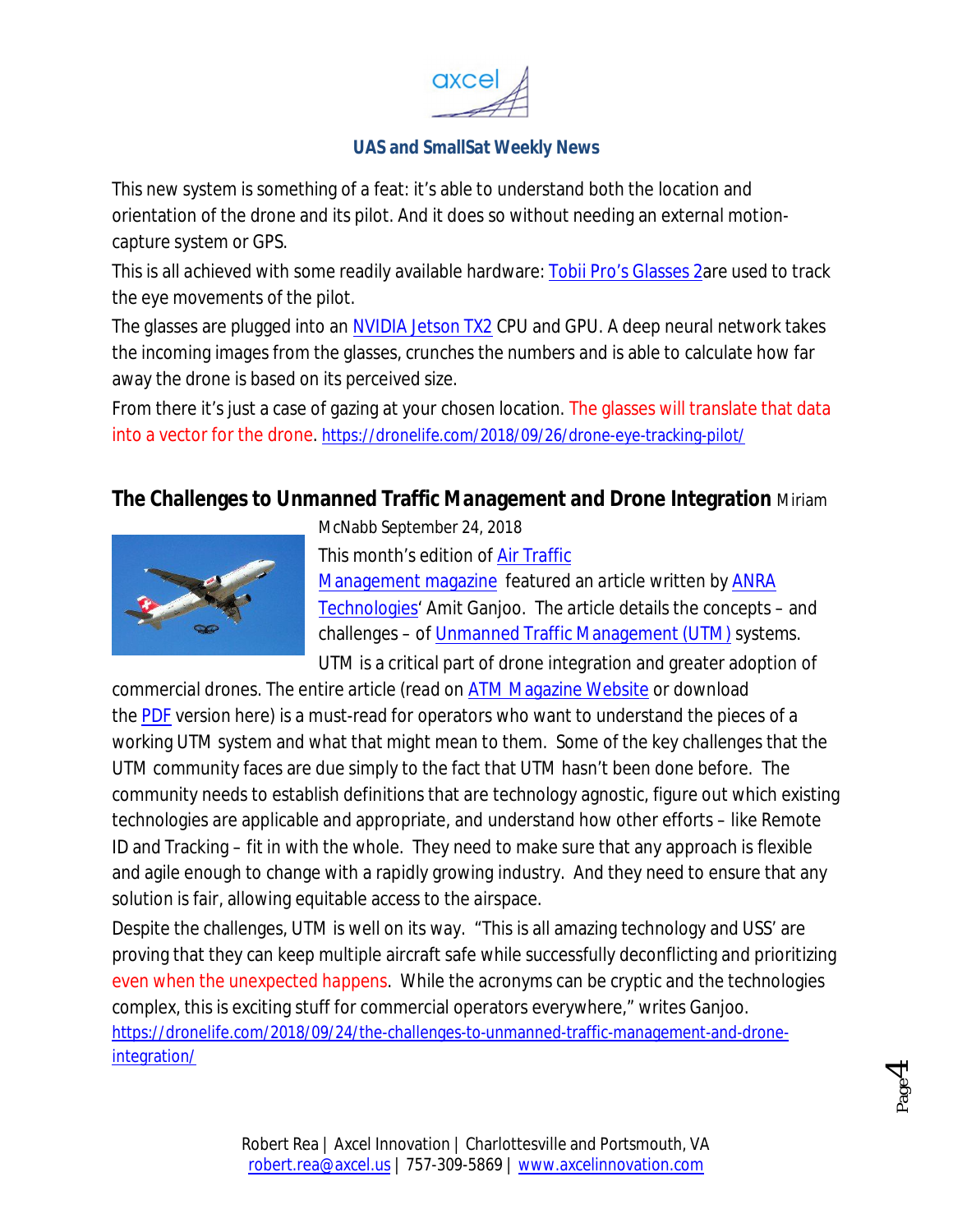This new system is something of a feat: it's able to understand both the location and orientation of the drone and its pilot. And it does so without needing an external motion-capture system or GPS.

This is all achieved with some readily available hardware: Tobii Pro's Glasses 2are used to track the eye movements of the pilot.

The glasses are plugged into an NVIDIA Jetson TX2 CPU and GPU. A deep neural network takes the incoming images from the glasses, crunches the numbers and is able to calculate how far away the drone is based on its perceived size.

From there it's just a case of gazing at your chosen location. The glasses will translate that data into a vector for the drone. https://dronelife.com/2018/09/26/drone-eye-tracking-pilot/

## The Challenges to Unmanned Traffic Management and Drone Integration

Miriam McNabb September 24, 2018

This month's edition of Air Traffic Management magazine featured an article written by ANRA Technologies' Amit Ganjoo. The article details the concepts – and challenges – of Unmanned Traffic Management (UTM) systems.

UTM is a critical part of drone integration and greater adoption of commercial drones. The entire article (read on ATM Magazine Website or download the PDF version here) is a must-read for operators who want to understand the pieces of a working UTM system and what that might mean to them. Some of the key challenges that the UTM community faces are due simply to the fact that UTM hasn't been done before. The community needs to establish definitions that are technology agnostic, figure out which existing technologies are applicable and appropriate, and understand how other efforts – like Remote ID and Tracking – fit in with the whole. They need to make sure that any approach is flexible and agile enough to change with a rapidly growing industry. And they need to ensure that any solution is fair, allowing equitable access to the airspace.

Despite the challenges, UTM is well on its way. "This is all amazing technology and USS' are proving that they can keep multiple aircraft safe while successfully deconflicting and prioritizing even when the unexpected happens. While the acronyms can be cryptic and the technologies complex, this is exciting stuff for commercial operators everywhere," writes Ganjoo. https://dronelife.com/2018/09/24/the-challenges-to-unmanned-traffic-management-and-drone-integration/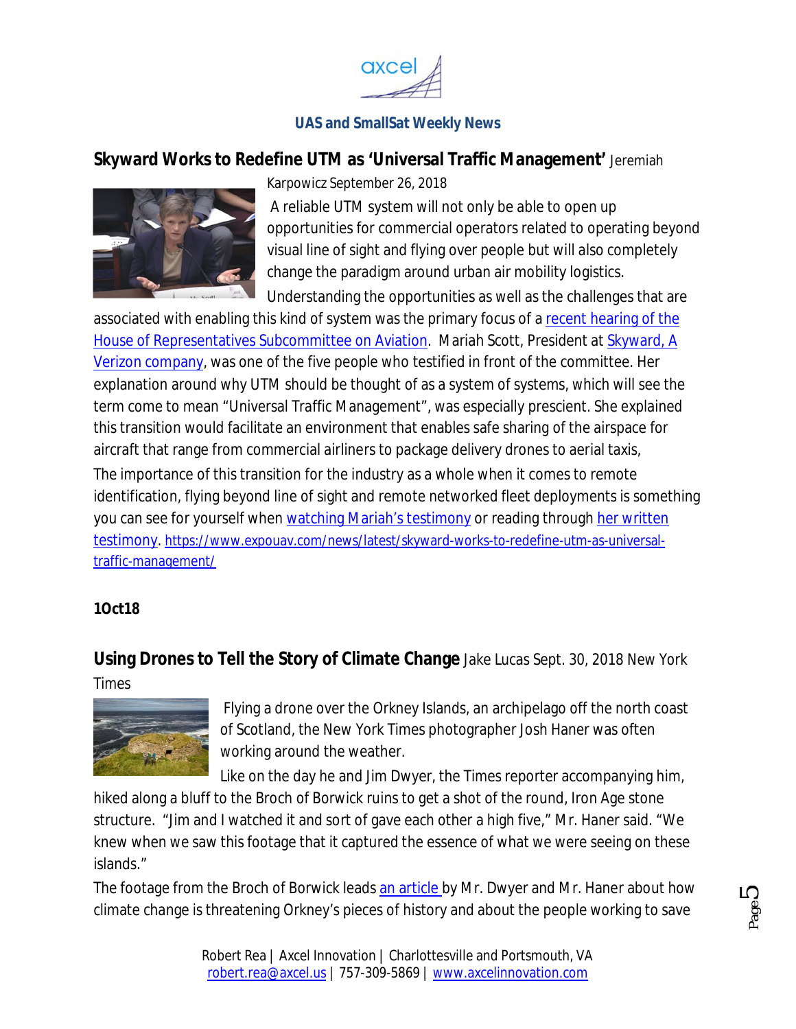**Skyward Works to Redefine UTM as 'Universal Traffic Management'** Jeremiah Karpowicz September 26, 2018

A reliable UTM system will not only be able to open up opportunities for commercial operators related to operating beyond visual line of sight and flying over people but will also completely change the paradigm around urban air mobility logistics.

Understanding the opportunities as well as the challenges that are associated with enabling this kind of system was the primary focus of a recent hearing of the House of Representatives Subcommittee on Aviation. Mariah Scott, President at Skyward, A Verizon company, was one of the five people who testified in front of the committee. Her explanation around why UTM should be thought of as a system of systems, which will see the term come to mean "Universal Traffic Management", was especially prescient. She explained this transition would facilitate an environment that enables safe sharing of the airspace for aircraft that range from commercial airliners to package delivery drones to aerial taxis,

The importance of this transition for the industry as a whole when it comes to remote identification, flying beyond line of sight and remote networked fleet deployments is something you can see for yourself when watching Mariah's testimony or reading through her written testimony. https://www.expouav.com/news/latest/skyward-works-to-redefine-utm-as-universal-traffic-management/

**1Oct18**

**Using Drones to Tell the Story of Climate Change** Jake Lucas Sept. 30, 2018 New York Times

Flying a drone over the Orkney Islands, an archipelago off the north coast of Scotland, the New York Times photographer Josh Haner was often working around the weather.

Like on the day he and Jim Dwyer, the Times reporter accompanying him, hiked along a bluff to the Broch of Borwick ruins to get a shot of the round, Iron Age stone structure. "Jim and I watched it and sort of gave each other a high five," Mr. Haner said. "We knew when we saw this footage that it captured the essence of what we were seeing on these islands."

The footage from the Broch of Borwick leads an article by Mr. Dwyer and Mr. Haner about how climate change is threatening Orkney's pieces of history and about the people working to save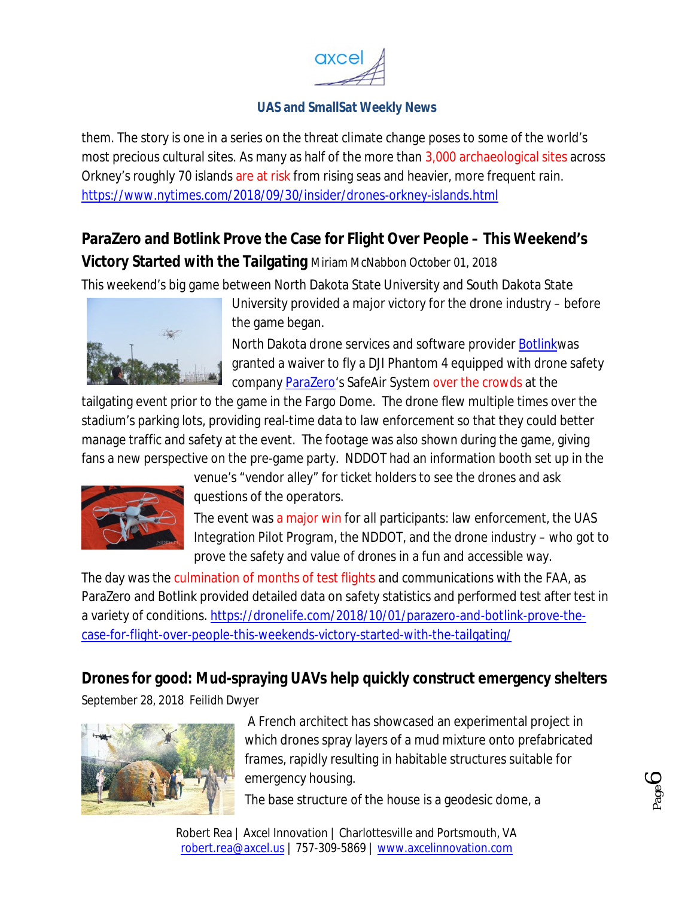them. The story is one in a series on the threat climate change poses to some of the world's most precious cultural sites. As many as half of the more than 3,000 archaeological sites across Orkney's roughly 70 islands are at risk from rising seas and heavier, more frequent rain. https://www.nytimes.com/2018/09/30/insider/drones-orkney-islands.html

## ParaZero and Botlink Prove the Case for Flight Over People – This Weekend's Victory Started with the Tailgating

Miriam McNabbon October 01, 2018

This weekend's big game between North Dakota State University and South Dakota State University provided a major victory for the drone industry – before the game began.

North Dakota drone services and software provider Botlinkwas granted a waiver to fly a DJI Phantom 4 equipped with drone safety company ParaZero's SafeAir System over the crowds at the tailgating event prior to the game in the Fargo Dome. The drone flew multiple times over the stadium's parking lots, providing real-time data to law enforcement so that they could better manage traffic and safety at the event. The footage was also shown during the game, giving fans a new perspective on the pre-game party. NDDOT had an information booth set up in the venue's "vendor alley" for ticket holders to see the drones and ask questions of the operators.

The event was a major win for all participants: law enforcement, the UAS Integration Pilot Program, the NDDOT, and the drone industry – who got to prove the safety and value of drones in a fun and accessible way.

The day was the culmination of months of test flights and communications with the FAA, as ParaZero and Botlink provided detailed data on safety statistics and performed test after test in a variety of conditions. https://dronelife.com/2018/10/01/parazero-and-botlink-prove-the-case-for-flight-over-people-this-weekends-victory-started-with-the-tailgating/

## Drones for good: Mud-spraying UAVs help quickly construct emergency shelters

September 28, 2018 Feilidh Dwyer

A French architect has showcased an experimental project in which drones spray layers of a mud mixture onto prefabricated frames, rapidly resulting in habitable structures suitable for emergency housing.

The base structure of the house is a geodesic dome, a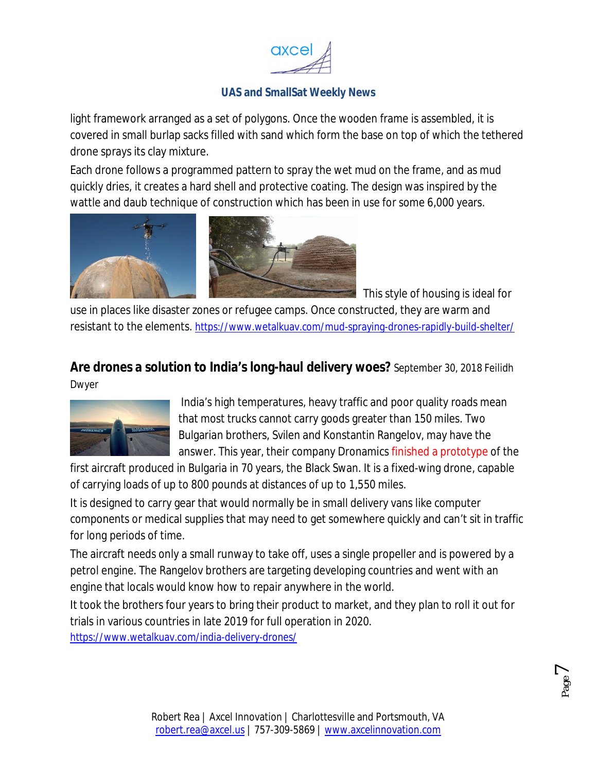light framework arranged as a set of polygons. Once the wooden frame is assembled, it is covered in small burlap sacks filled with sand which form the base on top of which the tethered drone sprays its clay mixture.

Each drone follows a programmed pattern to spray the wet mud on the frame, and as mud quickly dries, it creates a hard shell and protective coating. The design was inspired by the wattle and daub technique of construction which has been in use for some 6,000 years.

This style of housing is ideal for use in places like disaster zones or refugee camps. Once constructed, they are warm and resistant to the elements. https://www.wetalkuav.com/mud-spraying-drones-rapidly-build-shelter/

**Are drones a solution to India's long-haul delivery woes?** September 30, 2018 Feilidh Dwyer

India's high temperatures, heavy traffic and poor quality roads mean that most trucks cannot carry goods greater than 150 miles. Two Bulgarian brothers, Svilen and Konstantin Rangelov, may have the answer. This year, their company Dronamics finished a prototype of the first aircraft produced in Bulgaria in 70 years, the Black Swan. It is a fixed-wing drone, capable of carrying loads of up to 800 pounds at distances of up to 1,550 miles.

It is designed to carry gear that would normally be in small delivery vans like computer components or medical supplies that may need to get somewhere quickly and can't sit in traffic for long periods of time.

The aircraft needs only a small runway to take off, uses a single propeller and is powered by a petrol engine. The Rangelov brothers are targeting developing countries and went with an engine that locals would know how to repair anywhere in the world.

It took the brothers four years to bring their product to market, and they plan to roll it out for trials in various countries in late 2019 for full operation in 2020.

https://www.wetalkuav.com/india-delivery-drones/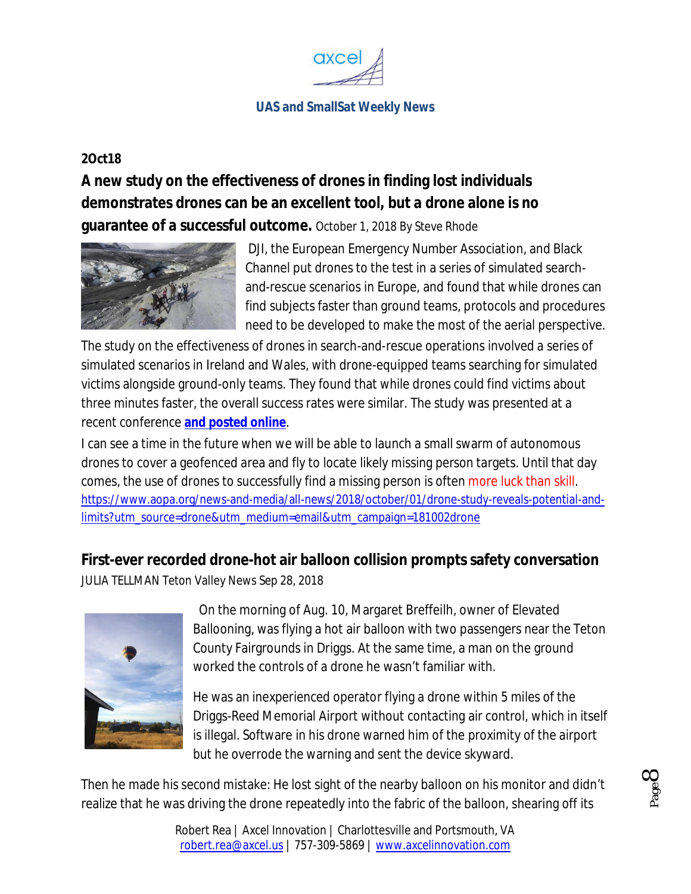**2Oct18**

**A new study on the effectiveness of drones in finding lost individuals demonstrates drones can be an excellent tool, but a drone alone is no guarantee of a successful outcome.** October 1, 2018 By Steve Rhode

DJI, the European Emergency Number Association, and Black Channel put drones to the test in a series of simulated search-and-rescue scenarios in Europe, and found that while drones can find subjects faster than ground teams, protocols and procedures need to be developed to make the most of the aerial perspective.

The study on the effectiveness of drones in search-and-rescue operations involved a series of simulated scenarios in Ireland and Wales, with drone-equipped teams searching for simulated victims alongside ground-only teams. They found that while drones could find victims about three minutes faster, the overall success rates were similar. The study was presented at a recent conference **and posted online**.

I can see a time in the future when we will be able to launch a small swarm of autonomous drones to cover a geofenced area and fly to locate likely missing person targets. Until that day comes, the use of drones to successfully find a missing person is often more luck than skill.
https://www.aopa.org/news-and-media/all-news/2018/october/01/drone-study-reveals-potential-and-limits?utm_source=drone&utm_medium=email&utm_campaign=181002drone

**First-ever recorded drone-hot air balloon collision prompts safety conversation**

JULIA TELLMAN Teton Valley News Sep 28, 2018

On the morning of Aug. 10, Margaret Breffeilh, owner of Elevated Ballooning, was flying a hot air balloon with two passengers near the Teton County Fairgrounds in Driggs. At the same time, a man on the ground worked the controls of a drone he wasn't familiar with.

He was an inexperienced operator flying a drone within 5 miles of the Driggs-Reed Memorial Airport without contacting air control, which in itself is illegal. Software in his drone warned him of the proximity of the airport but he overrode the warning and sent the device skyward.

Then he made his second mistake: He lost sight of the nearby balloon on his monitor and didn't realize that he was driving the drone repeatedly into the fabric of the balloon, shearing off its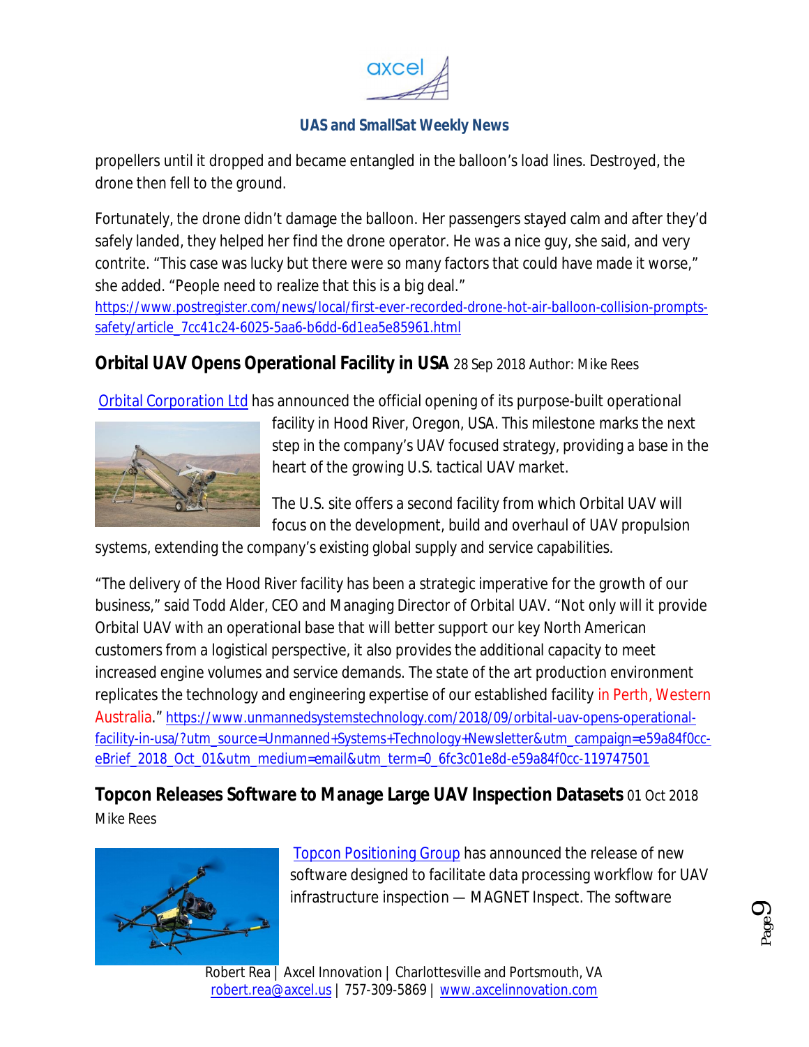propellers until it dropped and became entangled in the balloon's load lines. Destroyed, the drone then fell to the ground.

Fortunately, the drone didn't damage the balloon. Her passengers stayed calm and after they'd safely landed, they helped her find the drone operator. He was a nice guy, she said, and very contrite. "This case was lucky but there were so many factors that could have made it worse," she added. "People need to realize that this is a big deal."
https://www.postregister.com/news/local/first-ever-recorded-drone-hot-air-balloon-collision-prompts-safety/article_7cc41c24-6025-5aa6-b6dd-6d1ea5e85961.html

## Orbital UAV Opens Operational Facility in USA 28 Sep 2018 Author: Mike Rees

Orbital Corporation Ltd has announced the official opening of its purpose-built operational facility in Hood River, Oregon, USA. This milestone marks the next step in the company's UAV focused strategy, providing a base in the heart of the growing U.S. tactical UAV market.

The U.S. site offers a second facility from which Orbital UAV will focus on the development, build and overhaul of UAV propulsion systems, extending the company's existing global supply and service capabilities.

"The delivery of the Hood River facility has been a strategic imperative for the growth of our business," said Todd Alder, CEO and Managing Director of Orbital UAV. "Not only will it provide Orbital UAV with an operational base that will better support our key North American customers from a logistical perspective, it also provides the additional capacity to meet increased engine volumes and service demands. The state of the art production environment replicates the technology and engineering expertise of our established facility in Perth, Western Australia." https://www.unmannedsystemstechnology.com/2018/09/orbital-uav-opens-operational-facility-in-usa/?utm_source=Unmanned+Systems+Technology+Newsletter&utm_campaign=e59a84f0cc-eBrief_2018_Oct_01&utm_medium=email&utm_term=0_6fc3c01e8d-e59a84f0cc-119747501

## Topcon Releases Software to Manage Large UAV Inspection Datasets 01 Oct 2018 Mike Rees

Topcon Positioning Group has announced the release of new software designed to facilitate data processing workflow for UAV infrastructure inspection — MAGNET Inspect. The software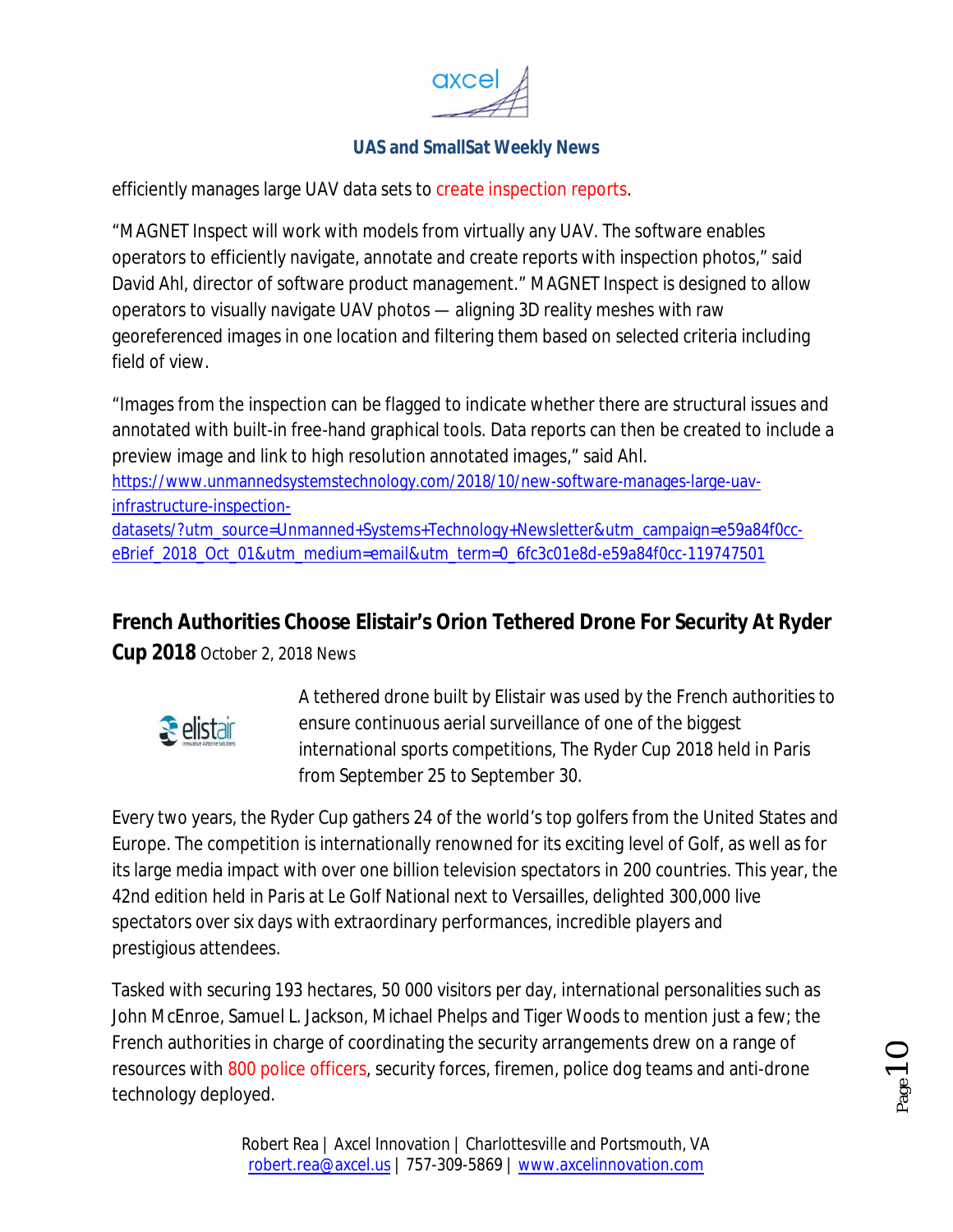efficiently manages large UAV data sets to create inspection reports.

"MAGNET Inspect will work with models from virtually any UAV. The software enables operators to efficiently navigate, annotate and create reports with inspection photos," said David Ahl, director of software product management." MAGNET Inspect is designed to allow operators to visually navigate UAV photos — aligning 3D reality meshes with raw georeferenced images in one location and filtering them based on selected criteria including field of view.

"Images from the inspection can be flagged to indicate whether there are structural issues and annotated with built-in free-hand graphical tools. Data reports can then be created to include a preview image and link to high resolution annotated images," said Ahl.
https://www.unmannedsystemstechnology.com/2018/10/new-software-manages-large-uav-infrastructure-inspection-datasets/?utm_source=Unmanned+Systems+Technology+Newsletter&utm_campaign=e59a84f0cc-eBrief_2018_Oct_01&utm_medium=email&utm_term=0_6fc3c01e8d-e59a84f0cc-119747501

## French Authorities Choose Elistair's Orion Tethered Drone For Security At Ryder Cup 2018

October 2, 2018 News

A tethered drone built by Elistair was used by the French authorities to ensure continuous aerial surveillance of one of the biggest international sports competitions, The Ryder Cup 2018 held in Paris from September 25 to September 30.

Every two years, the Ryder Cup gathers 24 of the world's top golfers from the United States and Europe. The competition is internationally renowned for its exciting level of Golf, as well as for its large media impact with over one billion television spectators in 200 countries. This year, the 42nd edition held in Paris at Le Golf National next to Versailles, delighted 300,000 live spectators over six days with extraordinary performances, incredible players and prestigious attendees.

Tasked with securing 193 hectares, 50 000 visitors per day, international personalities such as John McEnroe, Samuel L. Jackson, Michael Phelps and Tiger Woods to mention just a few; the French authorities in charge of coordinating the security arrangements drew on a range of resources with 800 police officers, security forces, firemen, police dog teams and anti-drone technology deployed.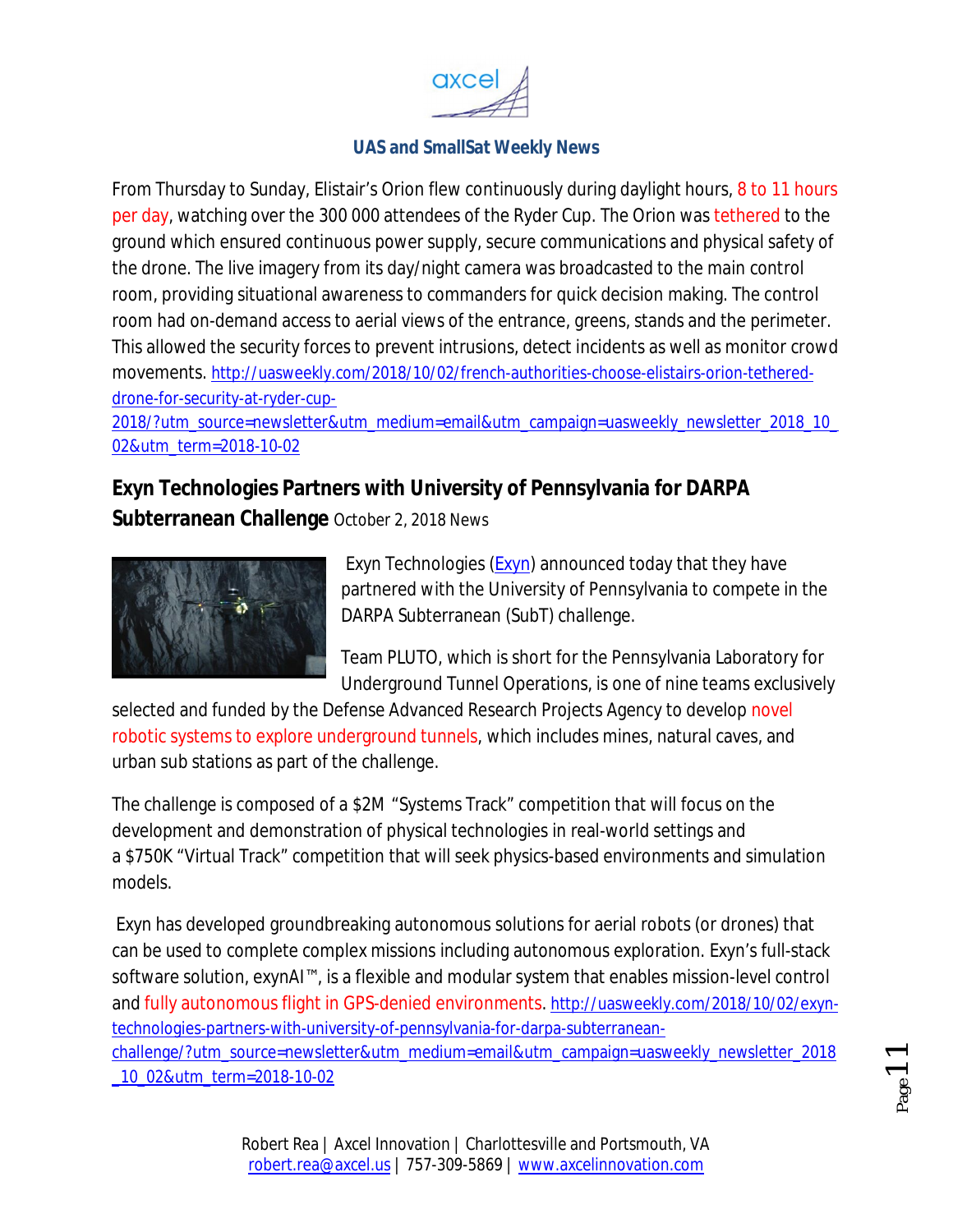From Thursday to Sunday, Elistair's Orion flew continuously during daylight hours, 8 to 11 hours per day, watching over the 300 000 attendees of the Ryder Cup. The Orion was tethered to the ground which ensured continuous power supply, secure communications and physical safety of the drone. The live imagery from its day/night camera was broadcasted to the main control room, providing situational awareness to commanders for quick decision making. The control room had on-demand access to aerial views of the entrance, greens, stands and the perimeter. This allowed the security forces to prevent intrusions, detect incidents as well as monitor crowd movements. http://uasweekly.com/2018/10/02/french-authorities-choose-elistairs-orion-tethered-drone-for-security-at-ryder-cup-2018/?utm_source=newsletter&utm_medium=email&utm_campaign=uasweekly_newsletter_2018_10_02&utm_term=2018-10-02

## Exyn Technologies Partners with University of Pennsylvania for DARPA Subterranean Challenge

October 2, 2018 News

Exyn Technologies (Exyn) announced today that they have partnered with the University of Pennsylvania to compete in the DARPA Subterranean (SubT) challenge.

Team PLUTO, which is short for the Pennsylvania Laboratory for Underground Tunnel Operations, is one of nine teams exclusively selected and funded by the Defense Advanced Research Projects Agency to develop novel robotic systems to explore underground tunnels, which includes mines, natural caves, and urban sub stations as part of the challenge.

The challenge is composed of a $2M "Systems Track" competition that will focus on the development and demonstration of physical technologies in real-world settings and a $750K "Virtual Track" competition that will seek physics-based environments and simulation models.

Exyn has developed groundbreaking autonomous solutions for aerial robots (or drones) that can be used to complete complex missions including autonomous exploration. Exyn's full-stack software solution, exynAI™, is a flexible and modular system that enables mission-level control and fully autonomous flight in GPS-denied environments. http://uasweekly.com/2018/10/02/exyn-technologies-partners-with-university-of-pennsylvania-for-darpa-subterranean-challenge/?utm_source=newsletter&utm_medium=email&utm_campaign=uasweekly_newsletter_2018_10_02&utm_term=2018-10-02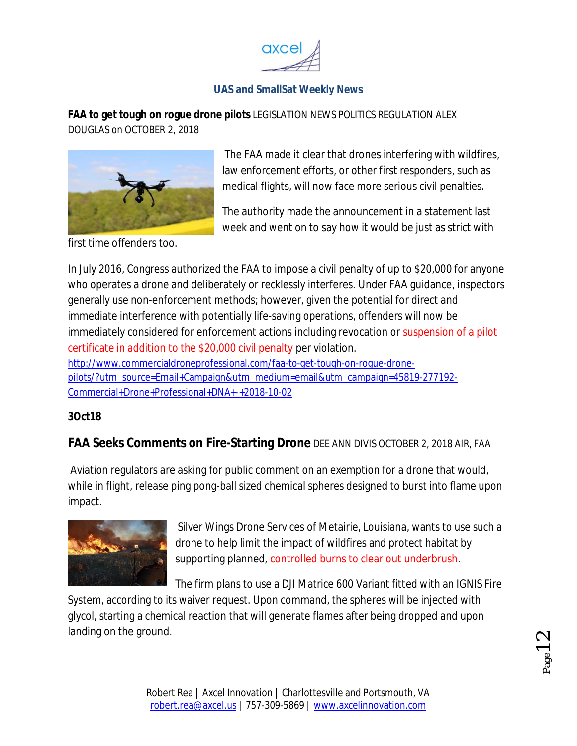**FAA to get tough on rogue drone pilots** LEGISLATION NEWS POLITICS REGULATION ALEX DOUGLAS on OCTOBER 2, 2018

The FAA made it clear that drones interfering with wildfires, law enforcement efforts, or other first responders, such as medical flights, will now face more serious civil penalties.

The authority made the announcement in a statement last week and went on to say how it would be just as strict with first time offenders too.

In July 2016, Congress authorized the FAA to impose a civil penalty of up to $20,000 for anyone who operates a drone and deliberately or recklessly interferes. Under FAA guidance, inspectors generally use non-enforcement methods; however, given the potential for direct and immediate interference with potentially life-saving operations, offenders will now be immediately considered for enforcement actions including revocation or suspension of a pilot certificate in addition to the $20,000 civil penalty per violation.
http://www.commercialdroneprofessional.com/faa-to-get-tough-on-rogue-drone-pilots/?utm_source=Email+Campaign&utm_medium=email&utm_campaign=45819-277192-Commercial+Drone+Professional+DNA+-+2018-10-02

**3Oct18**

**FAA Seeks Comments on Fire-Starting Drone** DEE ANN DIVIS OCTOBER 2, 2018 AIR, FAA

Aviation regulators are asking for public comment on an exemption for a drone that would, while in flight, release ping pong-ball sized chemical spheres designed to burst into flame upon impact.

Silver Wings Drone Services of Metairie, Louisiana, wants to use such a drone to help limit the impact of wildfires and protect habitat by supporting planned, controlled burns to clear out underbrush.

The firm plans to use a DJI Matrice 600 Variant fitted with an IGNIS Fire System, according to its waiver request. Upon command, the spheres will be injected with glycol, starting a chemical reaction that will generate flames after being dropped and upon landing on the ground.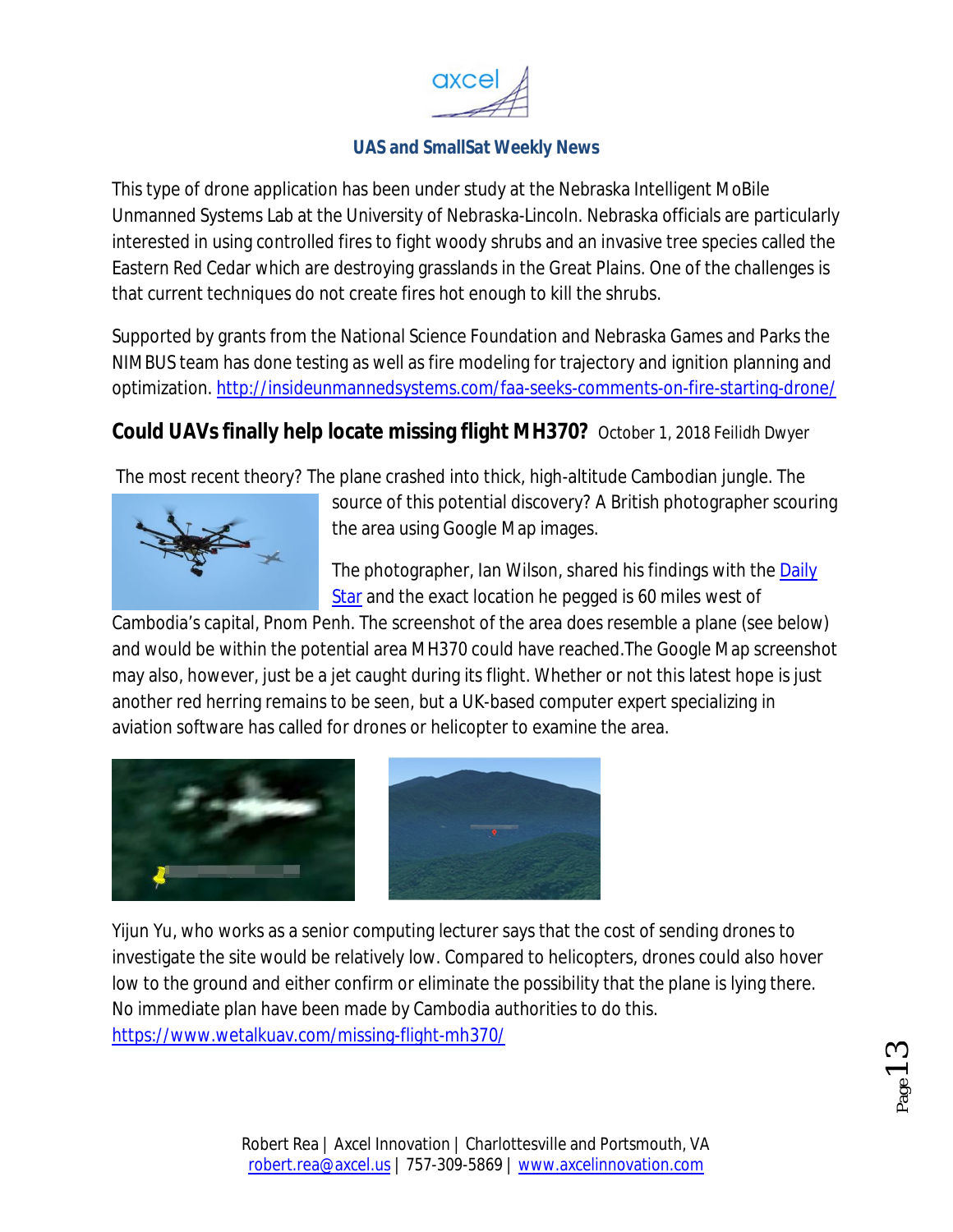This type of drone application has been under study at the Nebraska Intelligent MoBile Unmanned Systems Lab at the University of Nebraska-Lincoln. Nebraska officials are particularly interested in using controlled fires to fight woody shrubs and an invasive tree species called the Eastern Red Cedar which are destroying grasslands in the Great Plains. One of the challenges is that current techniques do not create fires hot enough to kill the shrubs.

Supported by grants from the National Science Foundation and Nebraska Games and Parks the NIMBUS team has done testing as well as fire modeling for trajectory and ignition planning and optimization. http://insideunmannedsystems.com/faa-seeks-comments-on-fire-starting-drone/

## Could UAVs finally help locate missing flight MH370? October 1, 2018 Feilidh Dwyer

The most recent theory? The plane crashed into thick, high-altitude Cambodian jungle. The source of this potential discovery? A British photographer scouring the area using Google Map images.

The photographer, Ian Wilson, shared his findings with the Daily Star and the exact location he pegged is 60 miles west of Cambodia's capital, Pnom Penh. The screenshot of the area does resemble a plane (see below) and would be within the potential area MH370 could have reached.The Google Map screenshot may also, however, just be a jet caught during its flight. Whether or not this latest hope is just another red herring remains to be seen, but a UK-based computer expert specializing in aviation software has called for drones or helicopter to examine the area.

Yijun Yu, who works as a senior computing lecturer says that the cost of sending drones to investigate the site would be relatively low. Compared to helicopters, drones could also hover low to the ground and either confirm or eliminate the possibility that the plane is lying there. No immediate plan have been made by Cambodia authorities to do this.
https://www.wetalkuav.com/missing-flight-mh370/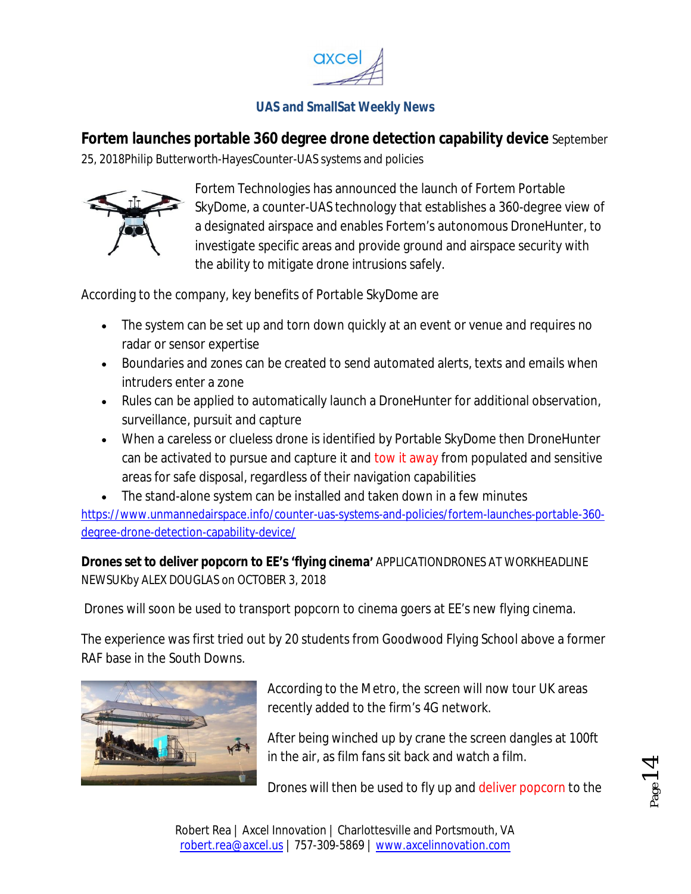**UAS and SmallSat Weekly News**

**Fortem launches portable 360 degree drone detection capability device** September 25, 2018Philip Butterworth-HayesCounter-UAS systems and policies

Fortem Technologies has announced the launch of Fortem Portable SkyDome, a counter-UAS technology that establishes a 360-degree view of a designated airspace and enables Fortem's autonomous DroneHunter, to investigate specific areas and provide ground and airspace security with the ability to mitigate drone intrusions safely.

According to the company, key benefits of Portable SkyDome are

- The system can be set up and torn down quickly at an event or venue and requires no radar or sensor expertise
- Boundaries and zones can be created to send automated alerts, texts and emails when intruders enter a zone
- Rules can be applied to automatically launch a DroneHunter for additional observation, surveillance, pursuit and capture
- When a careless or clueless drone is identified by Portable SkyDome then DroneHunter can be activated to pursue and capture it and tow it away from populated and sensitive areas for safe disposal, regardless of their navigation capabilities
- The stand-alone system can be installed and taken down in a few minutes

https://www.unmannedairspace.info/counter-uas-systems-and-policies/fortem-launches-portable-360-degree-drone-detection-capability-device/

**Drones set to deliver popcorn to EE's 'flying cinema'** APPLICATIONDRONES AT WORKHEADLINE NEWSUKby ALEX DOUGLAS on OCTOBER 3, 2018

Drones will soon be used to transport popcorn to cinema goers at EE's new flying cinema.

The experience was first tried out by 20 students from Goodwood Flying School above a former RAF base in the South Downs.

According to the Metro, the screen will now tour UK areas recently added to the firm's 4G network.

After being winched up by crane the screen dangles at 100ft in the air, as film fans sit back and watch a film.

Drones will then be used to fly up and deliver popcorn to the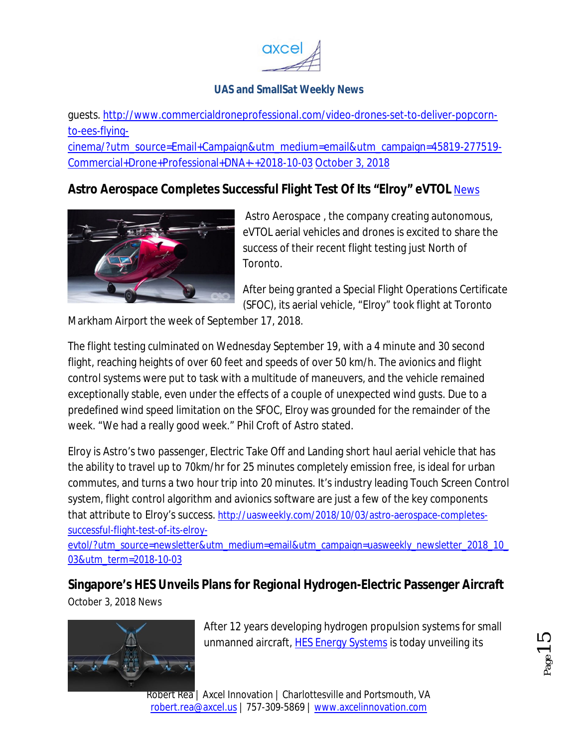guests. http://www.commercialdroneprofessional.com/video-drones-set-to-deliver-popcorn-to-ees-flying-cinema/?utm_source=Email+Campaign&utm_medium=email&utm_campaign=45819-277519-Commercial+Drone+Professional+DNA+-+2018-10-03 October 3, 2018

## Astro Aerospace Completes Successful Flight Test Of Its "Elroy" eVTOL News

Astro Aerospace , the company creating autonomous, eVTOL aerial vehicles and drones is excited to share the success of their recent flight testing just North of Toronto.

After being granted a Special Flight Operations Certificate (SFOC), its aerial vehicle, "Elroy" took flight at Toronto Markham Airport the week of September 17, 2018.

The flight testing culminated on Wednesday September 19, with a 4 minute and 30 second flight, reaching heights of over 60 feet and speeds of over 50 km/h. The avionics and flight control systems were put to task with a multitude of maneuvers, and the vehicle remained exceptionally stable, even under the effects of a couple of unexpected wind gusts. Due to a predefined wind speed limitation on the SFOC, Elroy was grounded for the remainder of the week. "We had a really good week." Phil Croft of Astro stated.

Elroy is Astro's two passenger, Electric Take Off and Landing short haul aerial vehicle that has the ability to travel up to 70km/hr for 25 minutes completely emission free, is ideal for urban commutes, and turns a two hour trip into 20 minutes. It's industry leading Touch Screen Control system, flight control algorithm and avionics software are just a few of the key components that attribute to Elroy's success. http://uasweekly.com/2018/10/03/astro-aerospace-completes-successful-flight-test-of-its-elroy-evtol/?utm_source=newsletter&utm_medium=email&utm_campaign=uasweekly_newsletter_2018_10_03&utm_term=2018-10-03

## Singapore's HES Unveils Plans for Regional Hydrogen-Electric Passenger Aircraft

October 3, 2018 News

After 12 years developing hydrogen propulsion systems for small unmanned aircraft, HES Energy Systems is today unveiling its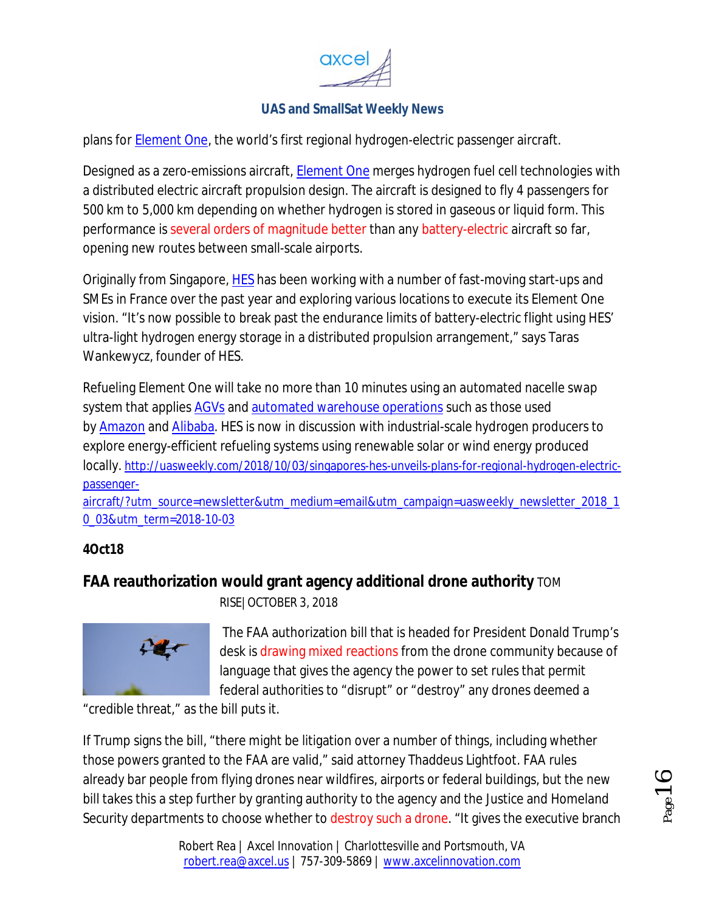plans for Element One, the world's first regional hydrogen-electric passenger aircraft.

Designed as a zero-emissions aircraft, Element One merges hydrogen fuel cell technologies with a distributed electric aircraft propulsion design. The aircraft is designed to fly 4 passengers for 500 km to 5,000 km depending on whether hydrogen is stored in gaseous or liquid form. This performance is several orders of magnitude better than any battery-electric aircraft so far, opening new routes between small-scale airports.

Originally from Singapore, HES has been working with a number of fast-moving start-ups and SMEs in France over the past year and exploring various locations to execute its Element One vision. "It's now possible to break past the endurance limits of battery-electric flight using HES' ultra-light hydrogen energy storage in a distributed propulsion arrangement," says Taras Wankewycz, founder of HES.

Refueling Element One will take no more than 10 minutes using an automated nacelle swap system that applies AGVs and automated warehouse operations such as those used by Amazon and Alibaba. HES is now in discussion with industrial-scale hydrogen producers to explore energy-efficient refueling systems using renewable solar or wind energy produced locally. http://uasweekly.com/2018/10/03/singapores-hes-unveils-plans-for-regional-hydrogen-electric-passenger-aircraft/?utm_source=newsletter&utm_medium=email&utm_campaign=uasweekly_newsletter_2018_10_03&utm_term=2018-10-03

**4Oct18**

## FAA reauthorization would grant agency additional drone authority

TOM RISE| OCTOBER 3, 2018

The FAA authorization bill that is headed for President Donald Trump's desk is drawing mixed reactions from the drone community because of language that gives the agency the power to set rules that permit federal authorities to "disrupt" or "destroy" any drones deemed a "credible threat," as the bill puts it.

If Trump signs the bill, "there might be litigation over a number of things, including whether those powers granted to the FAA are valid," said attorney Thaddeus Lightfoot. FAA rules already bar people from flying drones near wildfires, airports or federal buildings, but the new bill takes this a step further by granting authority to the agency and the Justice and Homeland Security departments to choose whether to destroy such a drone. "It gives the executive branch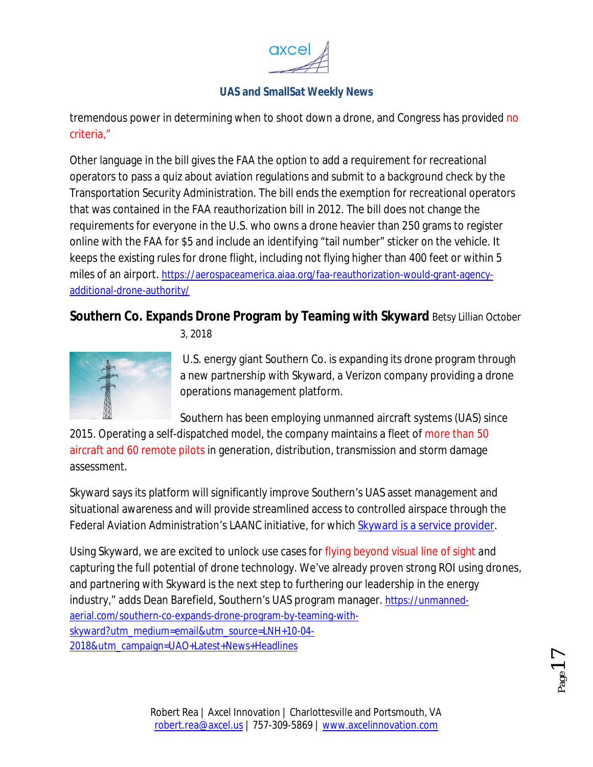tremendous power in determining when to shoot down a drone, and Congress has provided no criteria,"

Other language in the bill gives the FAA the option to add a requirement for recreational operators to pass a quiz about aviation regulations and submit to a background check by the Transportation Security Administration. The bill ends the exemption for recreational operators that was contained in the FAA reauthorization bill in 2012. The bill does not change the requirements for everyone in the U.S. who owns a drone heavier than 250 grams to register online with the FAA for $5 and include an identifying "tail number" sticker on the vehicle. It keeps the existing rules for drone flight, including not flying higher than 400 feet or within 5 miles of an airport. https://aerospaceamerica.aiaa.org/faa-reauthorization-would-grant-agency-additional-drone-authority/

**Southern Co. Expands Drone Program by Teaming with Skyward** Betsy Lillian October 3, 2018

U.S. energy giant Southern Co. is expanding its drone program through a new partnership with Skyward, a Verizon company providing a drone operations management platform.

Southern has been employing unmanned aircraft systems (UAS) since 2015. Operating a self-dispatched model, the company maintains a fleet of more than 50 aircraft and 60 remote pilots in generation, distribution, transmission and storm damage assessment.

Skyward says its platform will significantly improve Southern's UAS asset management and situational awareness and will provide streamlined access to controlled airspace through the Federal Aviation Administration's LAANC initiative, for which Skyward is a service provider.

Using Skyward, we are excited to unlock use cases for flying beyond visual line of sight and capturing the full potential of drone technology. We've already proven strong ROI using drones, and partnering with Skyward is the next step to furthering our leadership in the energy industry," adds Dean Barefield, Southern's UAS program manager. https://unmanned-aerial.com/southern-co-expands-drone-program-by-teaming-with-skyward?utm_medium=email&utm_source=LNH+10-04-2018&utm_campaign=UAO+Latest+News+Headlines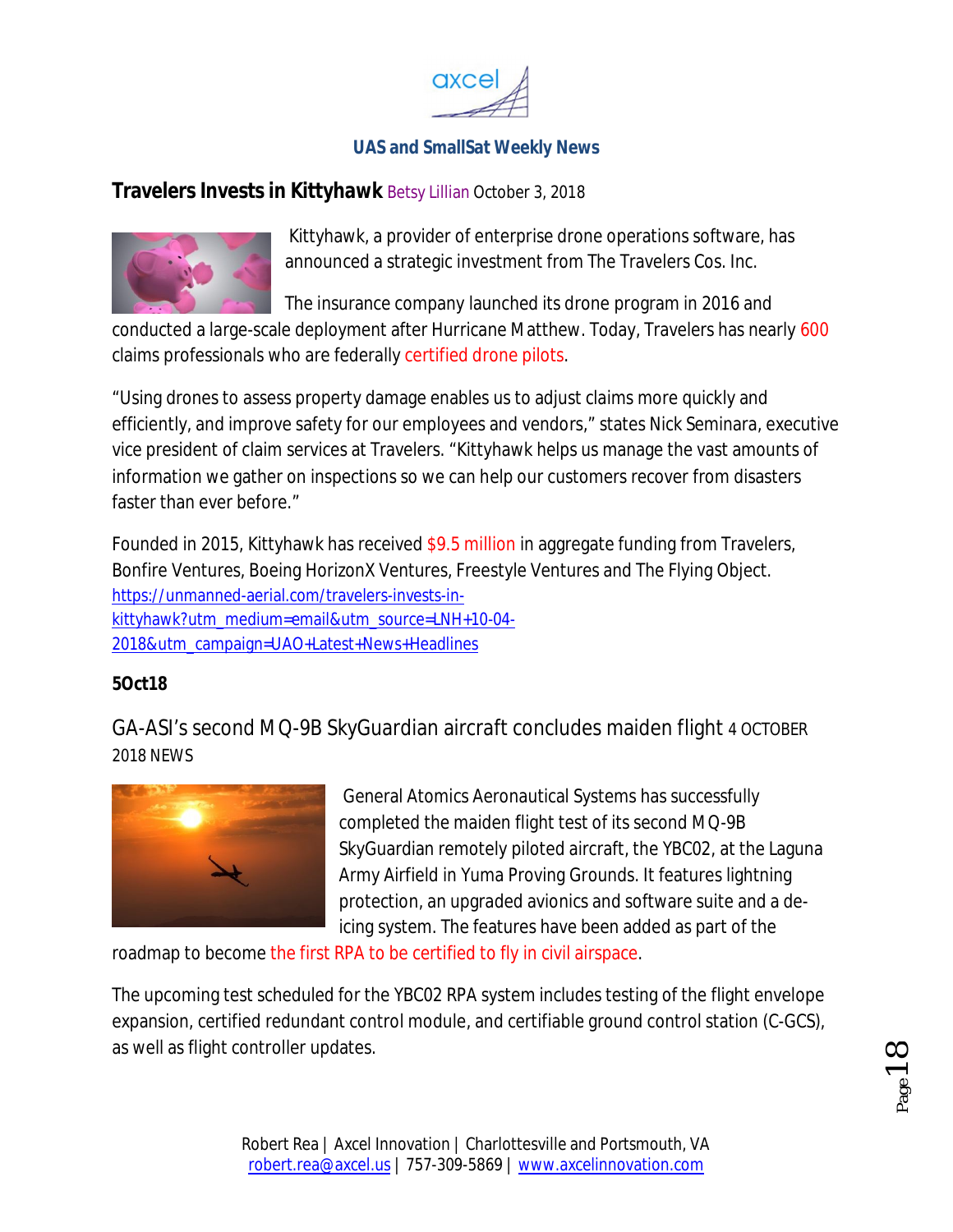## Travelers Invests in Kittyhawk Betsy Lillian October 3, 2018

Kittyhawk, a provider of enterprise drone operations software, has announced a strategic investment from The Travelers Cos. Inc.

The insurance company launched its drone program in 2016 and conducted a large-scale deployment after Hurricane Matthew. Today, Travelers has nearly 600 claims professionals who are federally certified drone pilots.

"Using drones to assess property damage enables us to adjust claims more quickly and efficiently, and improve safety for our employees and vendors," states Nick Seminara, executive vice president of claim services at Travelers. "Kittyhawk helps us manage the vast amounts of information we gather on inspections so we can help our customers recover from disasters faster than ever before."

Founded in 2015, Kittyhawk has received $9.5 million in aggregate funding from Travelers, Bonfire Ventures, Boeing HorizonX Ventures, Freestyle Ventures and The Flying Object. https://unmanned-aerial.com/travelers-invests-in-kittyhawk?utm_medium=email&utm_source=LNH+10-04-2018&utm_campaign=UAO+Latest+News+Headlines

**5Oct18**

## GA-ASI's second MQ-9B SkyGuardian aircraft concludes maiden flight 4 OCTOBER 2018 NEWS

General Atomics Aeronautical Systems has successfully completed the maiden flight test of its second MQ-9B SkyGuardian remotely piloted aircraft, the YBC02, at the Laguna Army Airfield in Yuma Proving Grounds. It features lightning protection, an upgraded avionics and software suite and a de-icing system. The features have been added as part of the roadmap to become the first RPA to be certified to fly in civil airspace.

The upcoming test scheduled for the YBC02 RPA system includes testing of the flight envelope expansion, certified redundant control module, and certifiable ground control station (C-GCS), as well as flight controller updates.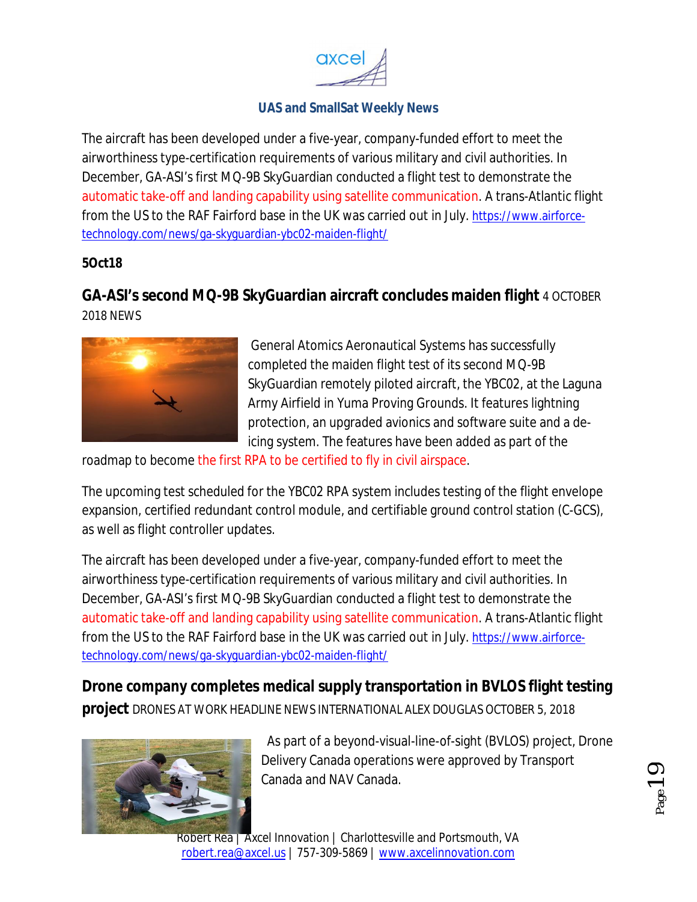The aircraft has been developed under a five-year, company-funded effort to meet the airworthiness type-certification requirements of various military and civil authorities. In December, GA-ASI's first MQ-9B SkyGuardian conducted a flight test to demonstrate the automatic take-off and landing capability using satellite communication. A trans-Atlantic flight from the US to the RAF Fairford base in the UK was carried out in July. https://www.airforce-technology.com/news/ga-skyguardian-ybc02-maiden-flight/

**5Oct18**

**GA-ASI's second MQ-9B SkyGuardian aircraft concludes maiden flight** 4 OCTOBER 2018 NEWS

General Atomics Aeronautical Systems has successfully completed the maiden flight test of its second MQ-9B SkyGuardian remotely piloted aircraft, the YBC02, at the Laguna Army Airfield in Yuma Proving Grounds. It features lightning protection, an upgraded avionics and software suite and a de-icing system. The features have been added as part of the roadmap to become the first RPA to be certified to fly in civil airspace.

The upcoming test scheduled for the YBC02 RPA system includes testing of the flight envelope expansion, certified redundant control module, and certifiable ground control station (C-GCS), as well as flight controller updates.

The aircraft has been developed under a five-year, company-funded effort to meet the airworthiness type-certification requirements of various military and civil authorities. In December, GA-ASI's first MQ-9B SkyGuardian conducted a flight test to demonstrate the automatic take-off and landing capability using satellite communication. A trans-Atlantic flight from the US to the RAF Fairford base in the UK was carried out in July. https://www.airforce-technology.com/news/ga-skyguardian-ybc02-maiden-flight/

**Drone company completes medical supply transportation in BVLOS flight testing project** DRONES AT WORK HEADLINE NEWS INTERNATIONAL ALEX DOUGLAS OCTOBER 5, 2018

As part of a beyond-visual-line-of-sight (BVLOS) project, Drone Delivery Canada operations were approved by Transport Canada and NAV Canada.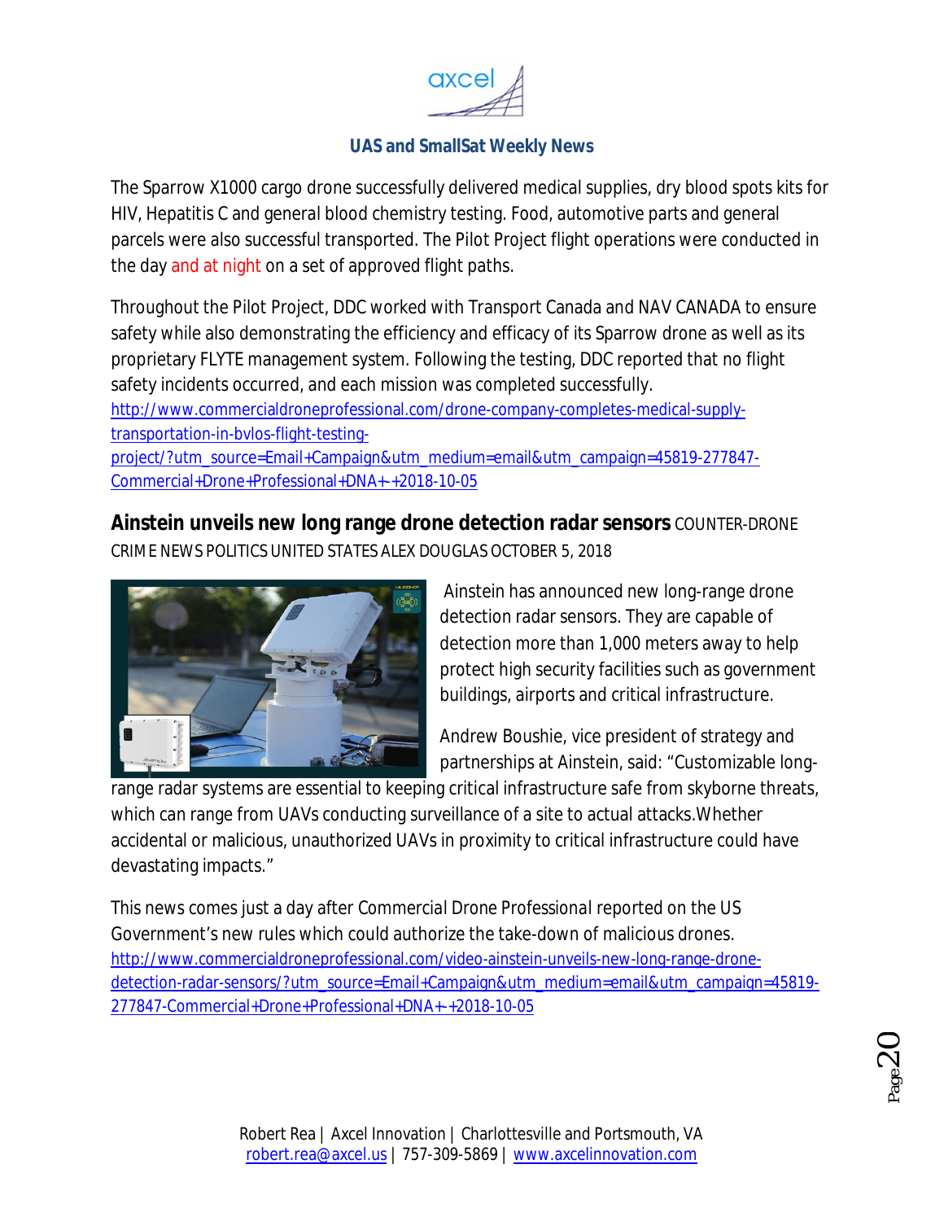The Sparrow X1000 cargo drone successfully delivered medical supplies, dry blood spots kits for HIV, Hepatitis C and general blood chemistry testing. Food, automotive parts and general parcels were also successful transported. The Pilot Project flight operations were conducted in the day and at night on a set of approved flight paths.

Throughout the Pilot Project, DDC worked with Transport Canada and NAV CANADA to ensure safety while also demonstrating the efficiency and efficacy of its Sparrow drone as well as its proprietary FLYTE management system. Following the testing, DDC reported that no flight safety incidents occurred, and each mission was completed successfully.
http://www.commercialdroneprofessional.com/drone-company-completes-medical-supply-transportation-in-bvlos-flight-testing-project/?utm_source=Email+Campaign&utm_medium=email&utm_campaign=45819-277847-Commercial+Drone+Professional+DNA+-+2018-10-05

**Ainstein unveils new long range drone detection radar sensors** COUNTER-DRONE CRIME NEWS POLITICS UNITED STATES ALEX DOUGLAS OCTOBER 5, 2018

Ainstein has announced new long-range drone detection radar sensors. They are capable of detection more than 1,000 meters away to help protect high security facilities such as government buildings, airports and critical infrastructure.

Andrew Boushie, vice president of strategy and partnerships at Ainstein, said: "Customizable long-range radar systems are essential to keeping critical infrastructure safe from skyborne threats, which can range from UAVs conducting surveillance of a site to actual attacks.Whether accidental or malicious, unauthorized UAVs in proximity to critical infrastructure could have devastating impacts."

This news comes just a day after Commercial Drone Professional reported on the US Government's new rules which could authorize the take-down of malicious drones.
http://www.commercialdroneprofessional.com/video-ainstein-unveils-new-long-range-drone-detection-radar-sensors/?utm_source=Email+Campaign&utm_medium=email&utm_campaign=45819-277847-Commercial+Drone+Professional+DNA+-+2018-10-05